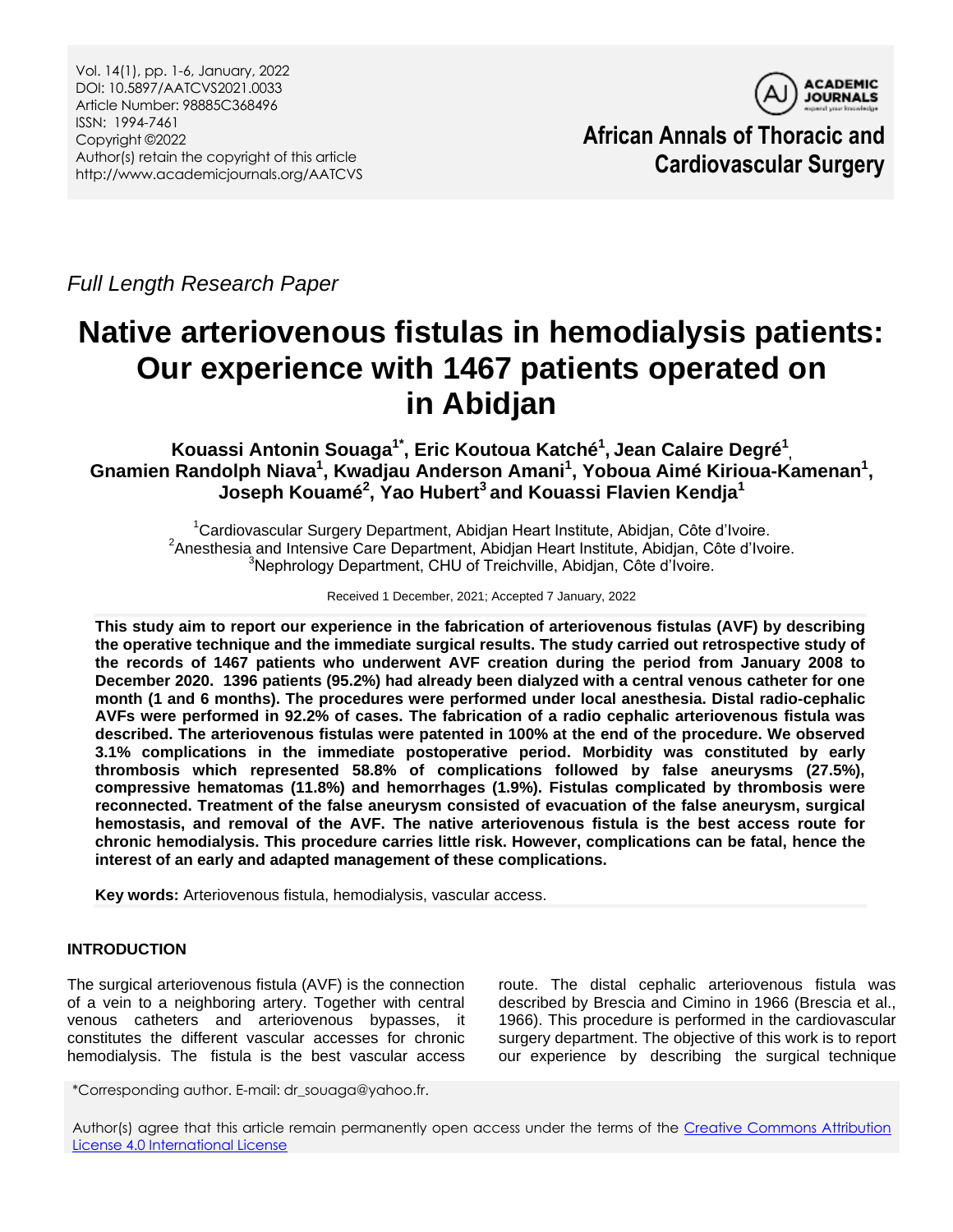Full Length Research Paper

# Native arteriovenous fistulas in hemodialysis patients: Our experience with 1467 patients operated on in Abidjan

**Kouassi Antonin Souaga[1*], Eric Koutoua Katché[1], Jean Calaire Degré[1], Gnamien Randolph Niava[1], Kwadjau Anderson Amani[1], Yoboua Aimé Kirioua-Kamenan[1], Joseph Kouamé[2], Yao Hubert[3] and Kouassi Flavien Kendja[1]**

[1]Cardiovascular Surgery Department, Abidjan Heart Institute, Abidjan, Côte d'Ivoire.
[2]Anesthesia and Intensive Care Department, Abidjan Heart Institute, Abidjan, Côte d'Ivoire.
[3]Nephrology Department, CHU of Treichville, Abidjan, Côte d'Ivoire.

Received 1 December, 2021; Accepted 7 January, 2022

**This study aim to report our experience in the fabrication of arteriovenous fistulas (AVF) by describing the operative technique and the immediate surgical results. The study carried out retrospective study of the records of 1467 patients who underwent AVF creation during the period from January 2008 to December 2020. 1396 patients (95.2%) had already been dialyzed with a central venous catheter for one month (1 and 6 months). The procedures were performed under local anesthesia. Distal radio-cephalic AVFs were performed in 92.2% of cases. The fabrication of a radio cephalic arteriovenous fistula was described. The arteriovenous fistulas were patented in 100% at the end of the procedure. We observed 3.1% complications in the immediate postoperative period. Morbidity was constituted by early thrombosis which represented 58.8% of complications followed by false aneurysms (27.5%), compressive hematomas (11.8%) and hemorrhages (1.9%). Fistulas complicated by thrombosis were reconnected. Treatment of the false aneurysm consisted of evacuation of the false aneurysm, surgical hemostasis, and removal of the AVF. The native arteriovenous fistula is the best access route for chronic hemodialysis. This procedure carries little risk. However, complications can be fatal, hence the interest of an early and adapted management of these complications.**

**Key words:** Arteriovenous fistula, hemodialysis, vascular access.

## INTRODUCTION

The surgical arteriovenous fistula (AVF) is the connection of a vein to a neighboring artery. Together with central venous catheters and arteriovenous bypasses, it constitutes the different vascular accesses for chronic hemodialysis. The fistula is the best vascular access route. The distal cephalic arteriovenous fistula was described by Brescia and Cimino in 1966 (Brescia et al., 1966). This procedure is performed in the cardiovascular surgery department. The objective of this work is to report our experience by describing the surgical technique

*Corresponding author. E-mail: dr_souaga@yahoo.fr.

Author(s) agree that this article remain permanently open access under the terms of the Creative Commons Attribution License 4.0 International License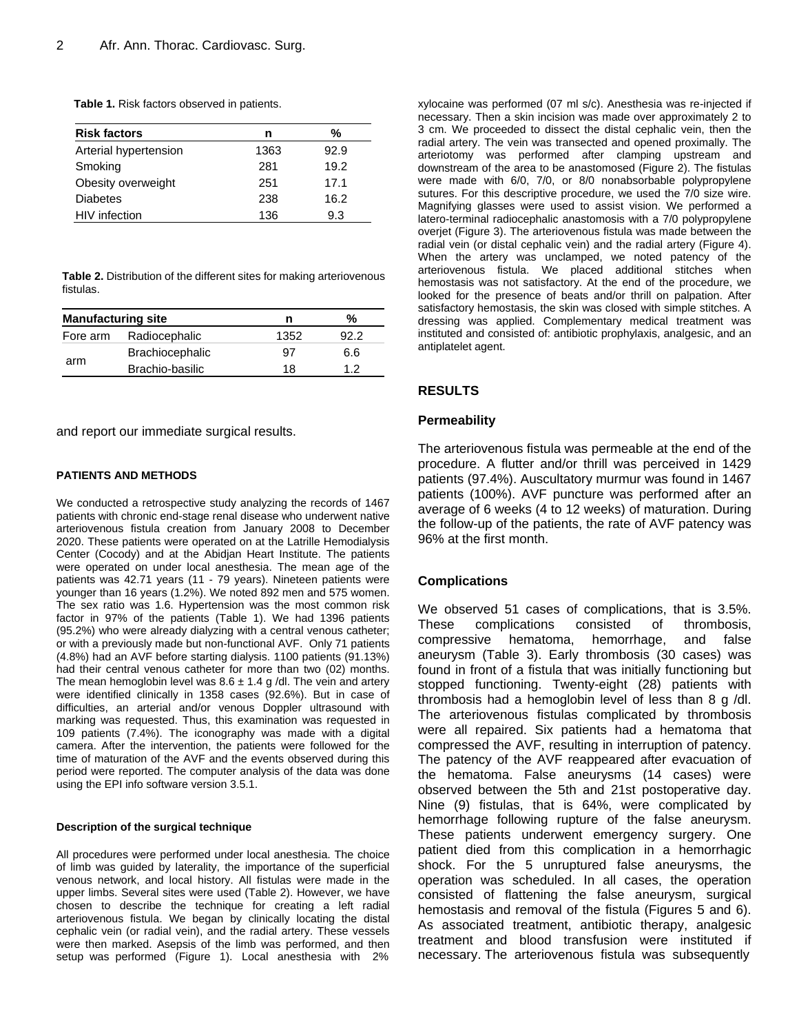**Table 1.** Risk factors observed in patients.

| Risk factors | n | % |
|---|---|---|
| Arterial hypertension | 1363 | 92.9 |
| Smoking | 281 | 19.2 |
| Obesity overweight | 251 | 17.1 |
| Diabetes | 238 | 16.2 |
| HIV infection | 136 | 9.3 |

**Table 2.** Distribution of the different sites for making arteriovenous fistulas.

| Manufacturing site | | n | % |
|---|---|---|---|
| Fore arm | Radiocephalic | 1352 | 92.2 |
| arm | Brachiocephalic | 97 | 6.6 |
| | Brachio-basilic | 18 | 1.2 |

and report our immediate surgical results.

#### PATIENTS AND METHODS

We conducted a retrospective study analyzing the records of 1467 patients with chronic end-stage renal disease who underwent native arteriovenous fistula creation from January 2008 to December 2020. These patients were operated on at the Latrille Hemodialysis Center (Cocody) and at the Abidjan Heart Institute. The patients were operated on under local anesthesia. The mean age of the patients was 42.71 years (11 - 79 years). Nineteen patients were younger than 16 years (1.2%). We noted 892 men and 575 women. The sex ratio was 1.6. Hypertension was the most common risk factor in 97% of the patients (Table 1). We had 1396 patients (95.2%) who were already dialyzing with a central venous catheter; or with a previously made but non-functional AVF. Only 71 patients (4.8%) had an AVF before starting dialysis. 1100 patients (91.13%) had their central venous catheter for more than two (02) months. The mean hemoglobin level was 8.6 ± 1.4 g /dl. The vein and artery were identified clinically in 1358 cases (92.6%). But in case of difficulties, an arterial and/or venous Doppler ultrasound with marking was requested. Thus, this examination was requested in 109 patients (7.4%). The iconography was made with a digital camera. After the intervention, the patients were followed for the time of maturation of the AVF and the events observed during this period were reported. The computer analysis of the data was done using the EPI info software version 3.5.1.

##### Description of the surgical technique

All procedures were performed under local anesthesia. The choice of limb was guided by laterality, the importance of the superficial venous network, and local history. All fistulas were made in the upper limbs. Several sites were used (Table 2). However, we have chosen to describe the technique for creating a left radial arteriovenous fistula. We began by clinically locating the distal cephalic vein (or radial vein), and the radial artery. These vessels were then marked. Asepsis of the limb was performed, and then setup was performed (Figure 1). Local anesthesia with 2% xylocaine was performed (07 ml s/c). Anesthesia was re-injected if necessary. Then a skin incision was made over approximately 2 to 3 cm. We proceeded to dissect the distal cephalic vein, then the radial artery. The vein was transected and opened proximally. The arteriotomy was performed after clamping upstream and downstream of the area to be anastomosed (Figure 2). The fistulas were made with 6/0, 7/0, or 8/0 nonabsorbable polypropylene sutures. For this descriptive procedure, we used the 7/0 size wire. Magnifying glasses were used to assist vision. We performed a latero-terminal radiocephalic anastomosis with a 7/0 polypropylene overjet (Figure 3). The arteriovenous fistula was made between the radial vein (or distal cephalic vein) and the radial artery (Figure 4). When the artery was unclamped, we noted patency of the arteriovenous fistula. We placed additional stitches when hemostasis was not satisfactory. At the end of the procedure, we looked for the presence of beats and/or thrill on palpation. After satisfactory hemostasis, the skin was closed with simple stitches. A dressing was applied. Complementary medical treatment was instituted and consisted of: antibiotic prophylaxis, analgesic, and an antiplatelet agent.

## RESULTS

### Permeability

The arteriovenous fistula was permeable at the end of the procedure. A flutter and/or thrill was perceived in 1429 patients (97.4%). Auscultatory murmur was found in 1467 patients (100%). AVF puncture was performed after an average of 6 weeks (4 to 12 weeks) of maturation. During the follow-up of the patients, the rate of AVF patency was 96% at the first month.

### Complications

We observed 51 cases of complications, that is 3.5%. These complications consisted of thrombosis, compressive hematoma, hemorrhage, and false aneurysm (Table 3). Early thrombosis (30 cases) was found in front of a fistula that was initially functioning but stopped functioning. Twenty-eight (28) patients with thrombosis had a hemoglobin level of less than 8 g /dl. The arteriovenous fistulas complicated by thrombosis were all repaired. Six patients had a hematoma that compressed the AVF, resulting in interruption of patency. The patency of the AVF reappeared after evacuation of the hematoma. False aneurysms (14 cases) were observed between the 5th and 21st postoperative day. Nine (9) fistulas, that is 64%, were complicated by hemorrhage following rupture of the false aneurysm. These patients underwent emergency surgery. One patient died from this complication in a hemorrhagic shock. For the 5 unruptured false aneurysms, the operation was scheduled. In all cases, the operation consisted of flattening the false aneurysm, surgical hemostasis and removal of the fistula (Figures 5 and 6). As associated treatment, antibiotic therapy, analgesic treatment and blood transfusion were instituted if necessary. The arteriovenous fistula was subsequently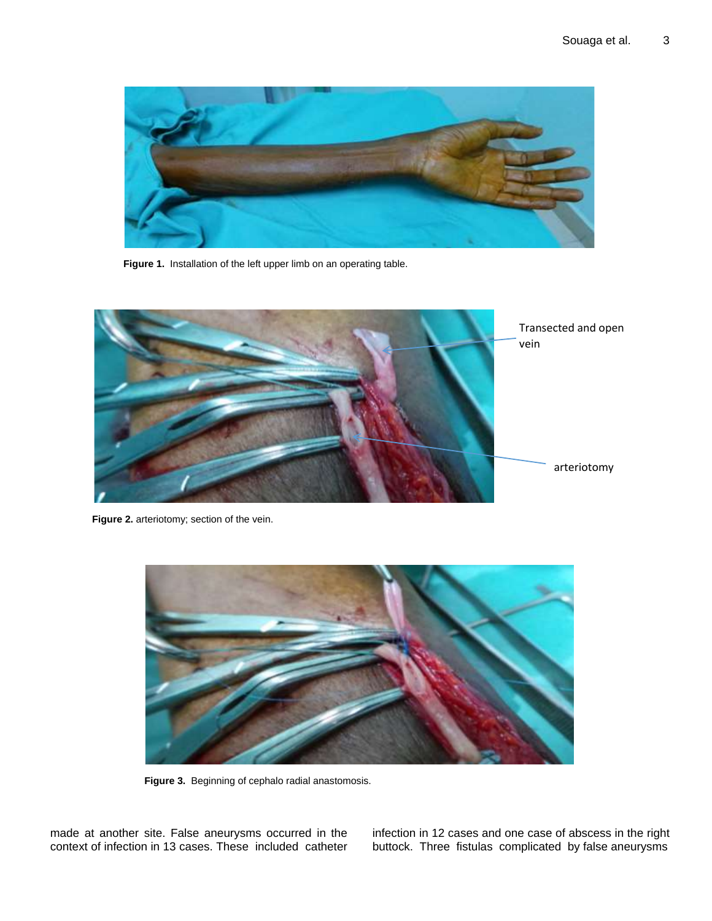Figure 1. Installation of the left upper limb on an operating table.

Figure 2. arteriotomy; section of the vein.

Figure 3. Beginning of cephalo radial anastomosis.

made at another site. False aneurysms occurred in the context of infection in 13 cases. These included catheter infection in 12 cases and one case of abscess in the right buttock. Three fistulas complicated by false aneurysms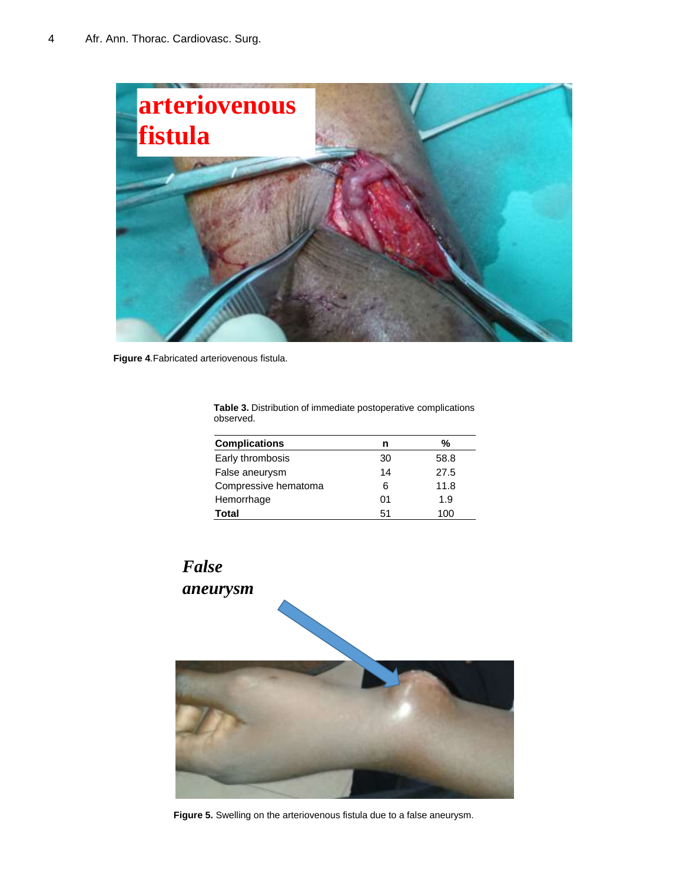Figure 4.Fabricated arteriovenous fistula.

**Table 3.** Distribution of immediate postoperative complications observed.

| Complications | n | % |
|---|---|---|
| Early thrombosis | 30 | 58.8 |
| False aneurysm | 14 | 27.5 |
| Compressive hematoma | 6 | 11.8 |
| Hemorrhage | 01 | 1.9 |
| **Total** | 51 | 100 |

**Figure 5.** Swelling on the arteriovenous fistula due to a false aneurysm.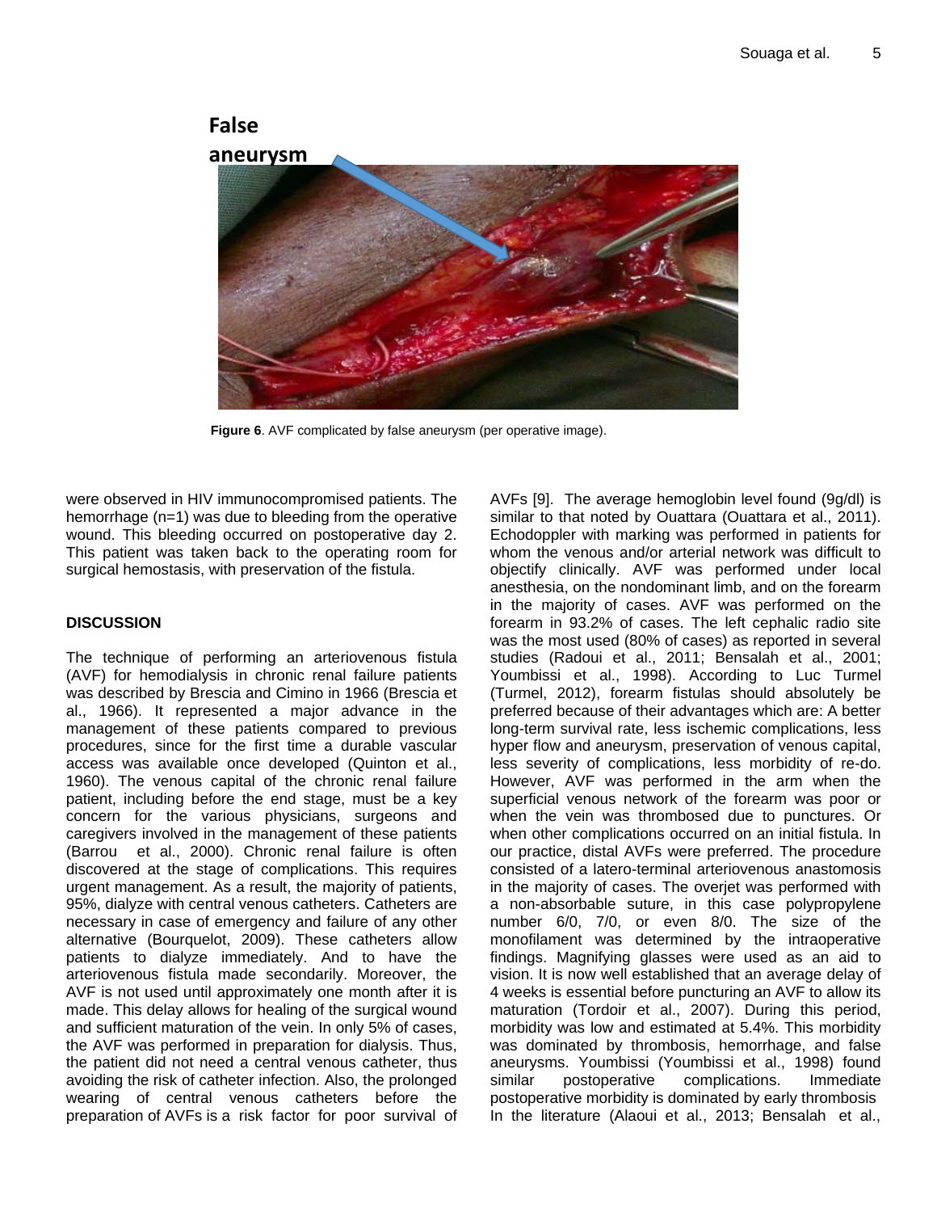Figure 6. AVF complicated by false aneurysm (per operative image).

were observed in HIV immunocompromised patients. The hemorrhage (n=1) was due to bleeding from the operative wound. This bleeding occurred on postoperative day 2. This patient was taken back to the operating room for surgical hemostasis, with preservation of the fistula.

## DISCUSSION

The technique of performing an arteriovenous fistula (AVF) for hemodialysis in chronic renal failure patients was described by Brescia and Cimino in 1966 (Brescia et al., 1966). It represented a major advance in the management of these patients compared to previous procedures, since for the first time a durable vascular access was available once developed (Quinton et al., 1960). The venous capital of the chronic renal failure patient, including before the end stage, must be a key concern for the various physicians, surgeons and caregivers involved in the management of these patients (Barrou et al., 2000). Chronic renal failure is often discovered at the stage of complications. This requires urgent management. As a result, the majority of patients, 95%, dialyze with central venous catheters. Catheters are necessary in case of emergency and failure of any other alternative (Bourquelot, 2009). These catheters allow patients to dialyze immediately. And to have the arteriovenous fistula made secondarily. Moreover, the AVF is not used until approximately one month after it is made. This delay allows for healing of the surgical wound and sufficient maturation of the vein. In only 5% of cases, the AVF was performed in preparation for dialysis. Thus, the patient did not need a central venous catheter, thus avoiding the risk of catheter infection. Also, the prolonged wearing of central venous catheters before the preparation of AVFs is a risk factor for poor survival of AVFs [9]. The average hemoglobin level found (9g/dl) is similar to that noted by Ouattara (Ouattara et al., 2011). Echodoppler with marking was performed in patients for whom the venous and/or arterial network was difficult to objectify clinically. AVF was performed under local anesthesia, on the nondominant limb, and on the forearm in the majority of cases. AVF was performed on the forearm in 93.2% of cases. The left cephalic radio site was the most used (80% of cases) as reported in several studies (Radoui et al., 2011; Bensalah et al., 2001; Youmbissi et al., 1998). According to Luc Turmel (Turmel, 2012), forearm fistulas should absolutely be preferred because of their advantages which are: A better long-term survival rate, less ischemic complications, less hyper flow and aneurysm, preservation of venous capital, less severity of complications, less morbidity of re-do. However, AVF was performed in the arm when the superficial venous network of the forearm was poor or when the vein was thrombosed due to punctures. Or when other complications occurred on an initial fistula. In our practice, distal AVFs were preferred. The procedure consisted of a latero-terminal arteriovenous anastomosis in the majority of cases. The overjet was performed with a non-absorbable suture, in this case polypropylene number 6/0, 7/0, or even 8/0. The size of the monofilament was determined by the intraoperative findings. Magnifying glasses were used as an aid to vision. It is now well established that an average delay of 4 weeks is essential before puncturing an AVF to allow its maturation (Tordoir et al., 2007). During this period, morbidity was low and estimated at 5.4%. This morbidity was dominated by thrombosis, hemorrhage, and false aneurysms. Youmbissi (Youmbissi et al., 1998) found similar postoperative complications. Immediate postoperative morbidity is dominated by early thrombosis In the literature (Alaoui et al., 2013; Bensalah et al.,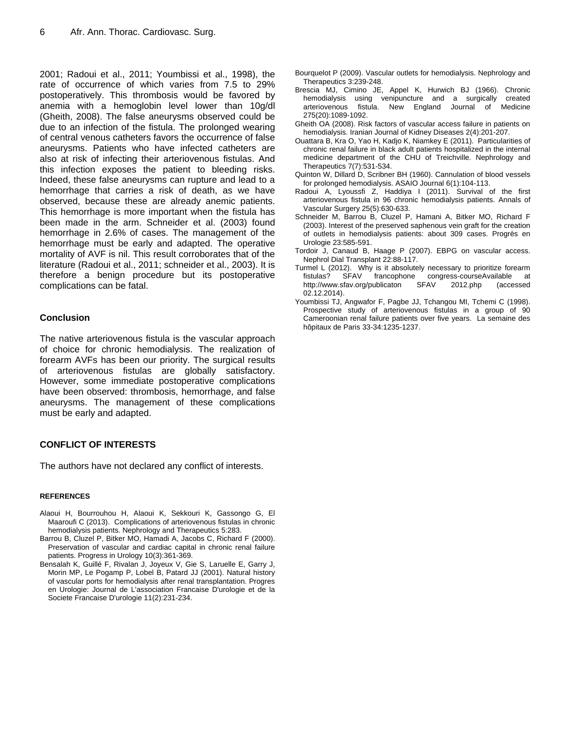2001; Radoui et al., 2011; Youmbissi et al., 1998), the rate of occurrence of which varies from 7.5 to 29% postoperatively. This thrombosis would be favored by anemia with a hemoglobin level lower than 10g/dl (Gheith, 2008). The false aneurysms observed could be due to an infection of the fistula. The prolonged wearing of central venous catheters favors the occurrence of false aneurysms. Patients who have infected catheters are also at risk of infecting their arteriovenous fistulas. And this infection exposes the patient to bleeding risks. Indeed, these false aneurysms can rupture and lead to a hemorrhage that carries a risk of death, as we have observed, because these are already anemic patients. This hemorrhage is more important when the fistula has been made in the arm. Schneider et al. (2003) found hemorrhage in 2.6% of cases. The management of the hemorrhage must be early and adapted. The operative mortality of AVF is nil. This result corroborates that of the literature (Radoui et al., 2011; schneider et al., 2003). It is therefore a benign procedure but its postoperative complications can be fatal.

## Conclusion

The native arteriovenous fistula is the vascular approach of choice for chronic hemodialysis. The realization of forearm AVFs has been our priority. The surgical results of arteriovenous fistulas are globally satisfactory. However, some immediate postoperative complications have been observed: thrombosis, hemorrhage, and false aneurysms. The management of these complications must be early and adapted.

## CONFLICT OF INTERESTS

The authors have not declared any conflict of interests.

## REFERENCES

Alaoui H, Bourrouhou H, Alaoui K, Sekkouri K, Gassongo G, El Maaroufi C (2013). Complications of arteriovenous fistulas in chronic hemodialysis patients. Nephrology and Therapeutics 5:283.

Barrou B, Cluzel P, Bitker MO, Hamadi A, Jacobs C, Richard F (2000). Preservation of vascular and cardiac capital in chronic renal failure patients. Progress in Urology 10(3):361-369.

Bensalah K, Guillé F, Rivalan J, Joyeux V, Gie S, Laruelle E, Garry J, Morin MP, Le Pogamp P, Lobel B, Patard JJ (2001). Natural history of vascular ports for hemodialysis after renal transplantation. Progres en Urologie: Journal de L'association Francaise D'urologie et de la Societe Francaise D'urologie 11(2):231-234.

Bourquelot P (2009). Vascular outlets for hemodialysis. Nephrology and Therapeutics 3:239-248.

Brescia MJ, Cimino JE, Appel K, Hurwich BJ (1966). Chronic hemodialysis using venipuncture and a surgically created arteriovenous fistula. New England Journal of Medicine 275(20):1089-1092.

Gheith OA (2008). Risk factors of vascular access failure in patients on hemodialysis. Iranian Journal of Kidney Diseases 2(4):201-207.

Ouattara B, Kra O, Yao H, Kadjo K, Niamkey E (2011). Particularities of chronic renal failure in black adult patients hospitalized in the internal medicine department of the CHU of Treichville. Nephrology and Therapeutics 7(7):531-534.

Quinton W, Dillard D, Scribner BH (1960). Cannulation of blood vessels for prolonged hemodialysis. ASAIO Journal 6(1):104-113.

Radoui A, Lyoussfi Z, Haddiya I (2011). Survival of the first arteriovenous fistula in 96 chronic hemodialysis patients. Annals of Vascular Surgery 25(5):630-633.

Schneider M, Barrou B, Cluzel P, Hamani A, Bitker MO, Richard F (2003). Interest of the preserved saphenous vein graft for the creation of outlets in hemodialysis patients: about 309 cases. Progrès en Urologie 23:585-591.

Tordoir J, Canaud B, Haage P (2007). EBPG on vascular access. Nephrol Dial Transplant 22:88-117.

Turmel L (2012). Why is it absolutely necessary to prioritize forearm fistulas? SFAV francophone congress-courseAvailable at http://www.sfav.org/publicaton SFAV 2012.php (accessed 02.12.2014).

Youmbissi TJ, Angwafor F, Pagbe JJ, Tchangou MI, Tchemi C (1998). Prospective study of arteriovenous fistulas in a group of 90 Cameroonian renal failure patients over five years. La semaine des hôpitaux de Paris 33-34:1235-1237.